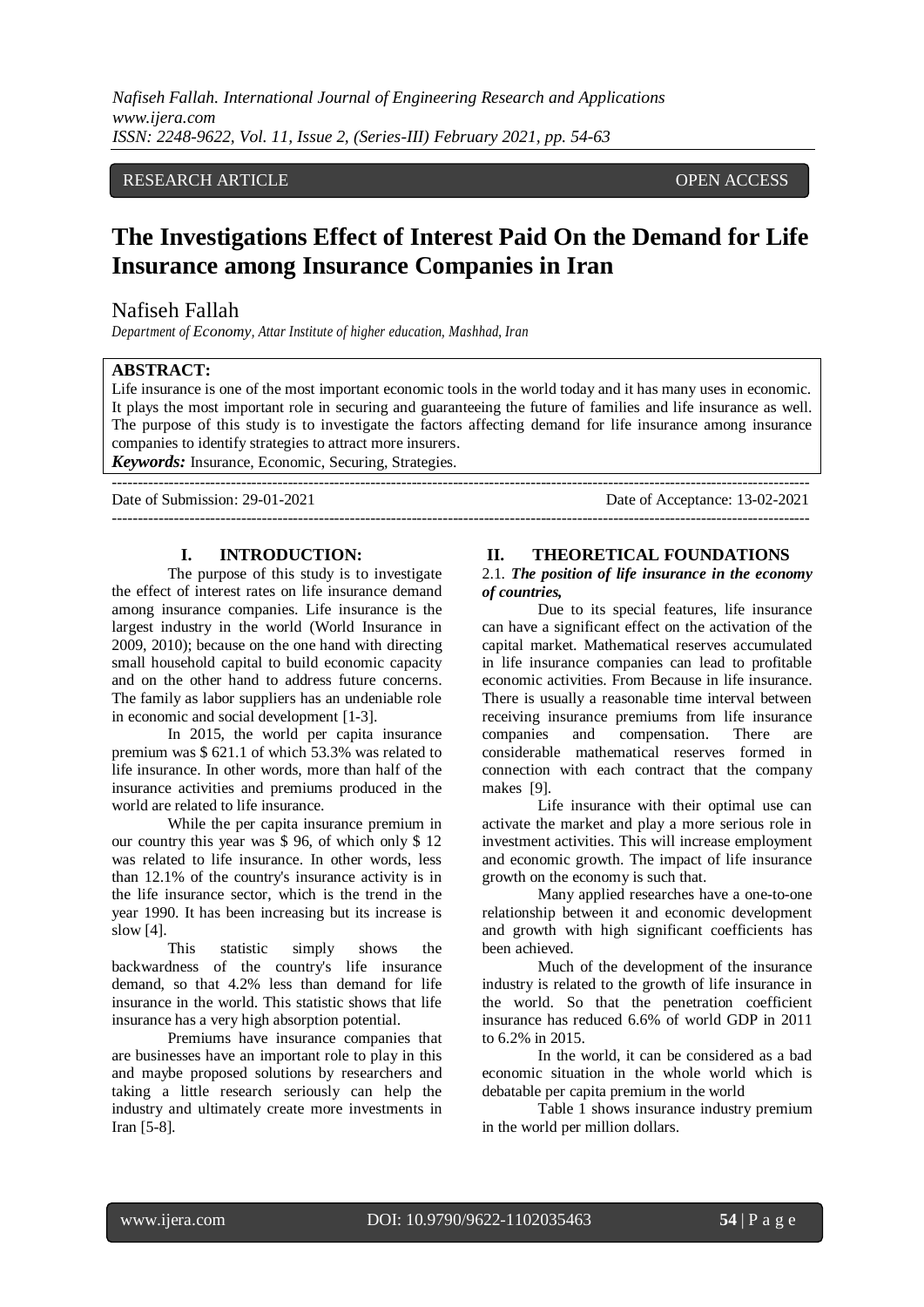RESEARCH ARTICLE OPEN ACCESS

# The Investigations Effect of Interest Paid On the Demand for Life Insurance among Insurance Companies in Iran

Nafiseh Fallah

*Department of Economy, Attar Institute of higher education, Mashhad, Iran*

**ABSTRACT:**
Life insurance is one of the most important economic tools in the world today and it has many uses in economic. It plays the most important role in securing and guaranteeing the future of families and life insurance as well. The purpose of this study is to investigate the factors affecting demand for life insurance among insurance companies to identify strategies to attract more insurers.

***Keywords:*** Insurance, Economic, Securing, Strategies.

Date of Submission: 29-01-2021 Date of Acceptance: 13-02-2021

## I. INTRODUCTION:

The purpose of this study is to investigate the effect of interest rates on life insurance demand among insurance companies. Life insurance is the largest industry in the world (World Insurance in 2009, 2010); because on the one hand with directing small household capital to build economic capacity and on the other hand to address future concerns. The family as labor suppliers has an undeniable role in economic and social development [1-3].

In 2015, the world per capita insurance premium was $ 621.1 of which 53.3% was related to life insurance. In other words, more than half of the insurance activities and premiums produced in the world are related to life insurance.

While the per capita insurance premium in our country this year was $ 96, of which only $ 12 was related to life insurance. In other words, less than 12.1% of the country's insurance activity is in the life insurance sector, which is the trend in the year 1990. It has been increasing but its increase is slow [4].

This statistic simply shows the backwardness of the country's life insurance demand, so that 4.2% less than demand for life insurance in the world. This statistic shows that life insurance has a very high absorption potential.

Premiums have insurance companies that are businesses have an important role to play in this and maybe proposed solutions by researchers and taking a little research seriously can help the industry and ultimately create more investments in Iran [5-8].

## II. THEORETICAL FOUNDATIONS

### 2.1. *The position of life insurance in the economy of countries,*

Due to its special features, life insurance can have a significant effect on the activation of the capital market. Mathematical reserves accumulated in life insurance companies can lead to profitable economic activities. From Because in life insurance. There is usually a reasonable time interval between receiving insurance premiums from life insurance companies and compensation. There are considerable mathematical reserves formed in connection with each contract that the company makes [9].

Life insurance with their optimal use can activate the market and play a more serious role in investment activities. This will increase employment and economic growth. The impact of life insurance growth on the economy is such that.

Many applied researches have a one-to-one relationship between it and economic development and growth with high significant coefficients has been achieved.

Much of the development of the insurance industry is related to the growth of life insurance in the world. So that the penetration coefficient insurance has reduced 6.6% of world GDP in 2011 to 6.2% in 2015.

In the world, it can be considered as a bad economic situation in the whole world which is debatable per capita premium in the world

Table 1 shows insurance industry premium in the world per million dollars.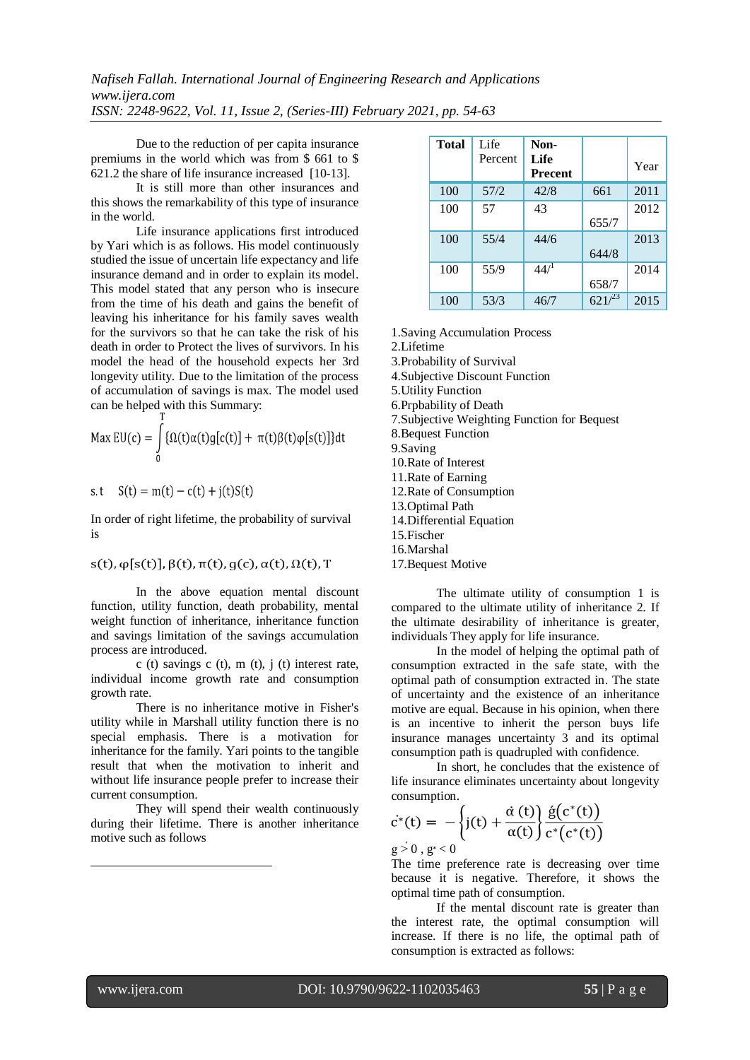Due to the reduction of per capita insurance premiums in the world which was from $ 661 to $ 621.2 the share of life insurance increased [10-13].

It is still more than other insurances and this shows the remarkability of this type of insurance in the world.

Life insurance applications first introduced by Yari which is as follows. His model continuously studied the issue of uncertain life expectancy and life insurance demand and in order to explain its model. This model stated that any person who is insecure from the time of his death and gains the benefit of leaving his inheritance for his family saves wealth for the survivors so that he can take the risk of his death in order to Protect the lives of survivors. In his model the head of the household expects her 3rd longevity utility. Due to the limitation of the process of accumulation of savings is max. The model used can be helped with this Summary:

$$\text{Max } EU(c) = \int_0^T \{\Omega(t)\alpha(t)g[c(t)] + \pi(t)\beta(t)\varphi[s(t)]\}dt$$

$$\text{s.t} \quad S(t) = m(t) - c(t) + j(t)S(t)$$

In order of right lifetime, the probability of survival is

$$s(t), \varphi[s(t)], \beta(t), \pi(t), g(c), \alpha(t), \Omega(t), T$$

In the above equation mental discount function, utility function, death probability, mental weight function of inheritance, inheritance function and savings limitation of the savings accumulation process are introduced.

c (t) savings c (t), m (t), j (t) interest rate, individual income growth rate and consumption growth rate.

There is no inheritance motive in Fisher's utility while in Marshall utility function there is no special emphasis. There is a motivation for inheritance for the family. Yari points to the tangible result that when the motivation to inherit and without life insurance people prefer to increase their current consumption.

They will spend their wealth continuously during their lifetime. There is another inheritance motive such as follows

| Total | Life Percent | Non-Life Precent | | Year |
|---|---|---|---|---|
| 100 | 57/2 | 42/8 | 661 | 2011 |
| 100 | 57 | 43 | 655/7 | 2012 |
| 100 | 55/4 | 44/6 | 644/8 | 2013 |
| 100 | 55/9 | 44/1 | 658/7 | 2014 |
| 100 | 53/3 | 46/7 | 621/23 | 2015 |

1.Saving Accumulation Process
2.Lifetime
3.Probability of Survival
4.Subjective Discount Function
5.Utility Function
6.Prpbability of Death
7.Subjective Weighting Function for Bequest
8.Bequest Function
9.Saving
10.Rate of Interest
11.Rate of Earning
12.Rate of Consumption
13.Optimal Path
14.Differential Equation
15.Fischer
16.Marshal
17.Bequest Motive

The ultimate utility of consumption 1 is compared to the ultimate utility of inheritance 2. If the ultimate desirability of inheritance is greater, individuals They apply for life insurance.

In the model of helping the optimal path of consumption extracted in the safe state, with the optimal path of consumption extracted in. The state of uncertainty and the existence of an inheritance motive are equal. Because in his opinion, when there is an incentive to inherit the person buys life insurance manages uncertainty 3 and its optimal consumption path is quadrupled with confidence.

In short, he concludes that the existence of life insurance eliminates uncertainty about longevity consumption.

$$\dot{c}^*(t) = -\left\{j(t) + \frac{\dot{\alpha}(t)}{\alpha(t)}\right\} \frac{\acute{g}(c^*(t))}{c^*(c^*(t))}$$

$g \acute{>} 0$ , $g^{*} < 0$

The time preference rate is decreasing over time because it is negative. Therefore, it shows the optimal time path of consumption.

If the mental discount rate is greater than the interest rate, the optimal consumption will increase. If there is no life, the optimal path of consumption is extracted as follows: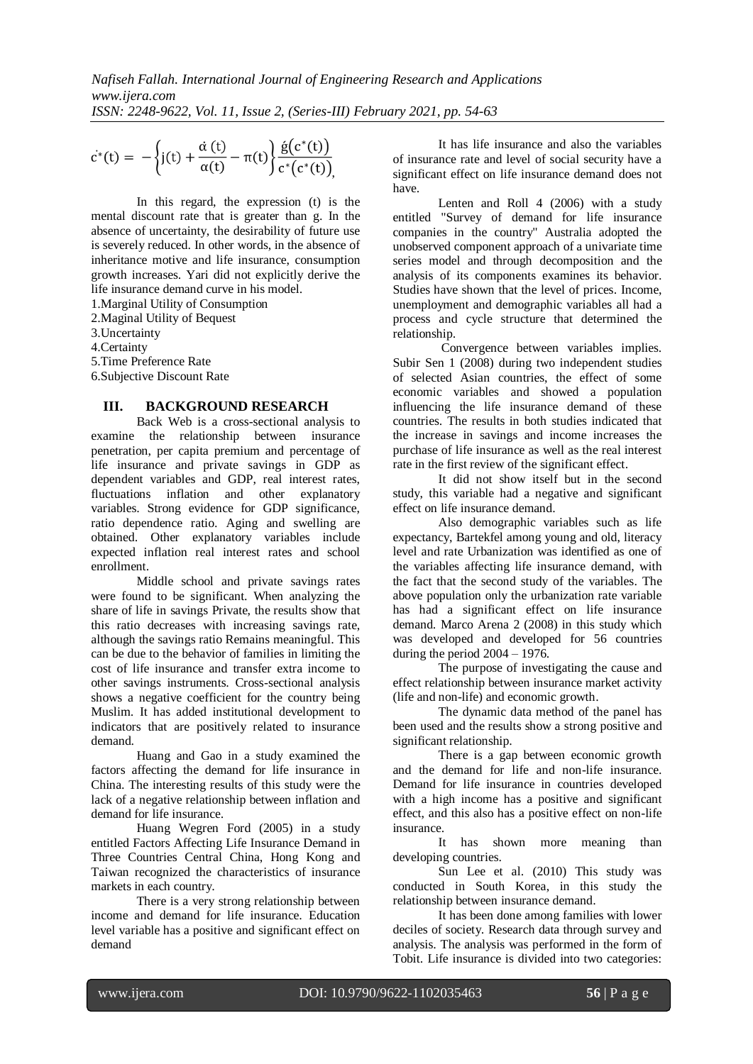$$\dot{c}^{*}(t) = -\left\{j(t) + \frac{\dot{\alpha}(t)}{\alpha(t)} - \pi(t)\right\} \frac{\acute{g}\left(c^{*}(t)\right)}{c^{*}\left(c^{*}(t)\right)},$$

In this regard, the expression (t) is the mental discount rate that is greater than g. In the absence of uncertainty, the desirability of future use is severely reduced. In other words, in the absence of inheritance motive and life insurance, consumption growth increases. Yari did not explicitly derive the life insurance demand curve in his model.

1.Marginal Utility of Consumption
2.Maginal Utility of Bequest
3.Uncertainty
4.Certainty
5.Time Preference Rate
6.Subjective Discount Rate

## III. BACKGROUND RESEARCH

Back Web is a cross-sectional analysis to examine the relationship between insurance penetration, per capita premium and percentage of life insurance and private savings in GDP as dependent variables and GDP, real interest rates, fluctuations inflation and other explanatory variables. Strong evidence for GDP significance, ratio dependence ratio. Aging and swelling are obtained. Other explanatory variables include expected inflation real interest rates and school enrollment.

Middle school and private savings rates were found to be significant. When analyzing the share of life in savings Private, the results show that this ratio decreases with increasing savings rate, although the savings ratio Remains meaningful. This can be due to the behavior of families in limiting the cost of life insurance and transfer extra income to other savings instruments. Cross-sectional analysis shows a negative coefficient for the country being Muslim. It has added institutional development to indicators that are positively related to insurance demand.

Huang and Gao in a study examined the factors affecting the demand for life insurance in China. The interesting results of this study were the lack of a negative relationship between inflation and demand for life insurance.

Huang Wegren Ford (2005) in a study entitled Factors Affecting Life Insurance Demand in Three Countries Central China, Hong Kong and Taiwan recognized the characteristics of insurance markets in each country.

There is a very strong relationship between income and demand for life insurance. Education level variable has a positive and significant effect on demand

It has life insurance and also the variables of insurance rate and level of social security have a significant effect on life insurance demand does not have.

Lenten and Roll 4 (2006) with a study entitled "Survey of demand for life insurance companies in the country" Australia adopted the unobserved component approach of a univariate time series model and through decomposition and the analysis of its components examines its behavior. Studies have shown that the level of prices. Income, unemployment and demographic variables all had a process and cycle structure that determined the relationship.

Convergence between variables implies. Subir Sen 1 (2008) during two independent studies of selected Asian countries, the effect of some economic variables and showed a population influencing the life insurance demand of these countries. The results in both studies indicated that the increase in savings and income increases the purchase of life insurance as well as the real interest rate in the first review of the significant effect.

It did not show itself but in the second study, this variable had a negative and significant effect on life insurance demand.

Also demographic variables such as life expectancy, Bartekfel among young and old, literacy level and rate Urbanization was identified as one of the variables affecting life insurance demand, with the fact that the second study of the variables. The above population only the urbanization rate variable has had a significant effect on life insurance demand. Marco Arena 2 (2008) in this study which was developed and developed for 56 countries during the period 2004 – 1976.

The purpose of investigating the cause and effect relationship between insurance market activity (life and non-life) and economic growth.

The dynamic data method of the panel has been used and the results show a strong positive and significant relationship.

There is a gap between economic growth and the demand for life and non-life insurance. Demand for life insurance in countries developed with a high income has a positive and significant effect, and this also has a positive effect on non-life insurance.

It has shown more meaning than developing countries.

Sun Lee et al. (2010) This study was conducted in South Korea, in this study the relationship between insurance demand.

It has been done among families with lower deciles of society. Research data through survey and analysis. The analysis was performed in the form of Tobit. Life insurance is divided into two categories: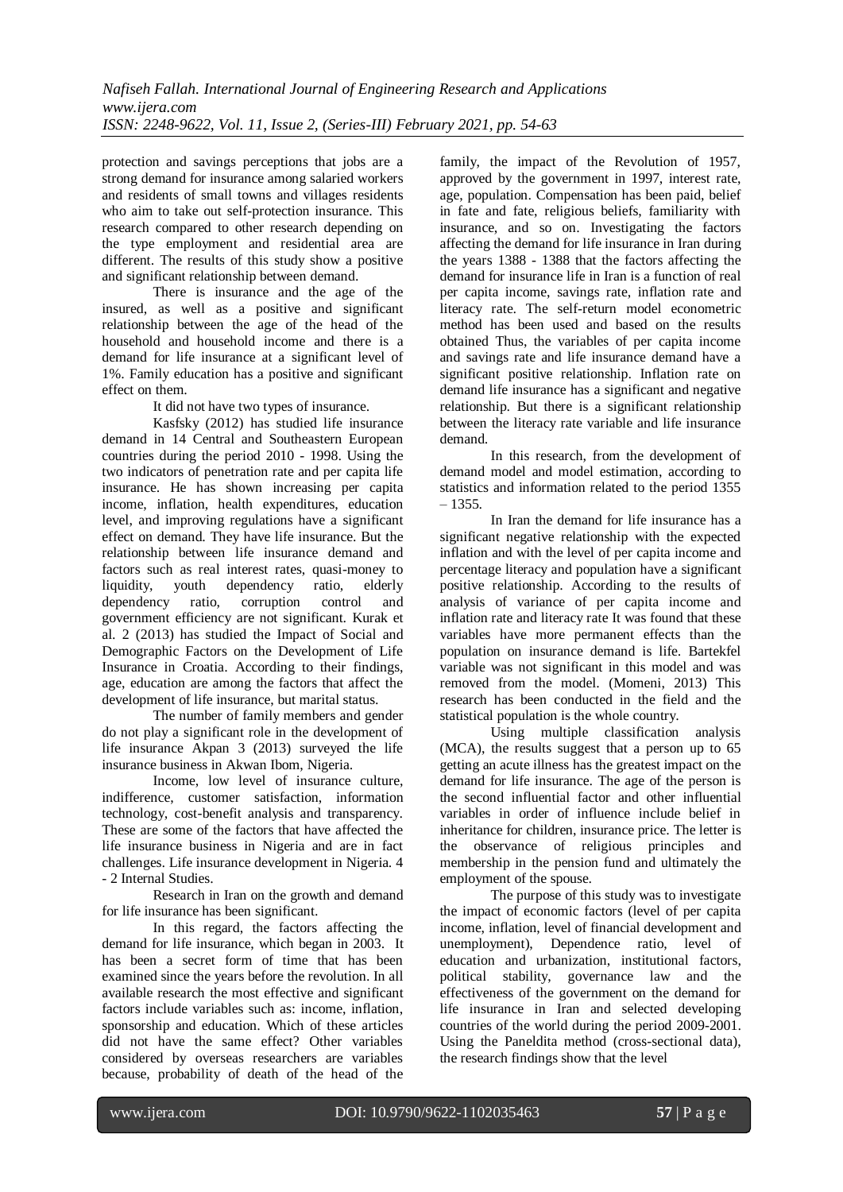protection and savings perceptions that jobs are a strong demand for insurance among salaried workers and residents of small towns and villages residents who aim to take out self-protection insurance. This research compared to other research depending on the type employment and residential area are different. The results of this study show a positive and significant relationship between demand.

There is insurance and the age of the insured, as well as a positive and significant relationship between the age of the head of the household and household income and there is a demand for life insurance at a significant level of 1%. Family education has a positive and significant effect on them.

It did not have two types of insurance.

Kasfsky (2012) has studied life insurance demand in 14 Central and Southeastern European countries during the period 2010 - 1998. Using the two indicators of penetration rate and per capita life insurance. He has shown increasing per capita income, inflation, health expenditures, education level, and improving regulations have a significant effect on demand. They have life insurance. But the relationship between life insurance demand and factors such as real interest rates, quasi-money to liquidity, youth dependency ratio, elderly dependency ratio, corruption control and government efficiency are not significant. Kurak et al. 2 (2013) has studied the Impact of Social and Demographic Factors on the Development of Life Insurance in Croatia. According to their findings, age, education are among the factors that affect the development of life insurance, but marital status.

The number of family members and gender do not play a significant role in the development of life insurance Akpan 3 (2013) surveyed the life insurance business in Akwan Ibom, Nigeria.

Income, low level of insurance culture, indifference, customer satisfaction, information technology, cost-benefit analysis and transparency. These are some of the factors that have affected the life insurance business in Nigeria and are in fact challenges. Life insurance development in Nigeria. 4 - 2 Internal Studies.

Research in Iran on the growth and demand for life insurance has been significant.

In this regard, the factors affecting the demand for life insurance, which began in 2003. It has been a secret form of time that has been examined since the years before the revolution. In all available research the most effective and significant factors include variables such as: income, inflation, sponsorship and education. Which of these articles did not have the same effect? Other variables considered by overseas researchers are variables because, probability of death of the head of the family, the impact of the Revolution of 1957, approved by the government in 1997, interest rate, age, population. Compensation has been paid, belief in fate and fate, religious beliefs, familiarity with insurance, and so on. Investigating the factors affecting the demand for life insurance in Iran during the years 1388 - 1388 that the factors affecting the demand for insurance life in Iran is a function of real per capita income, savings rate, inflation rate and literacy rate. The self-return model econometric method has been used and based on the results obtained Thus, the variables of per capita income and savings rate and life insurance demand have a significant positive relationship. Inflation rate on demand life insurance has a significant and negative relationship. But there is a significant relationship between the literacy rate variable and life insurance demand.

In this research, from the development of demand model and model estimation, according to statistics and information related to the period 1355 – 1355.

In Iran the demand for life insurance has a significant negative relationship with the expected inflation and with the level of per capita income and percentage literacy and population have a significant positive relationship. According to the results of analysis of variance of per capita income and inflation rate and literacy rate It was found that these variables have more permanent effects than the population on insurance demand is life. Bartekfel variable was not significant in this model and was removed from the model. (Momeni, 2013) This research has been conducted in the field and the statistical population is the whole country.

Using multiple classification analysis (MCA), the results suggest that a person up to 65 getting an acute illness has the greatest impact on the demand for life insurance. The age of the person is the second influential factor and other influential variables in order of influence include belief in inheritance for children, insurance price. The letter is the observance of religious principles and membership in the pension fund and ultimately the employment of the spouse.

The purpose of this study was to investigate the impact of economic factors (level of per capita income, inflation, level of financial development and unemployment), Dependence ratio, level of education and urbanization, institutional factors, political stability, governance law and the effectiveness of the government on the demand for life insurance in Iran and selected developing countries of the world during the period 2009-2001. Using the Paneldita method (cross-sectional data), the research findings show that the level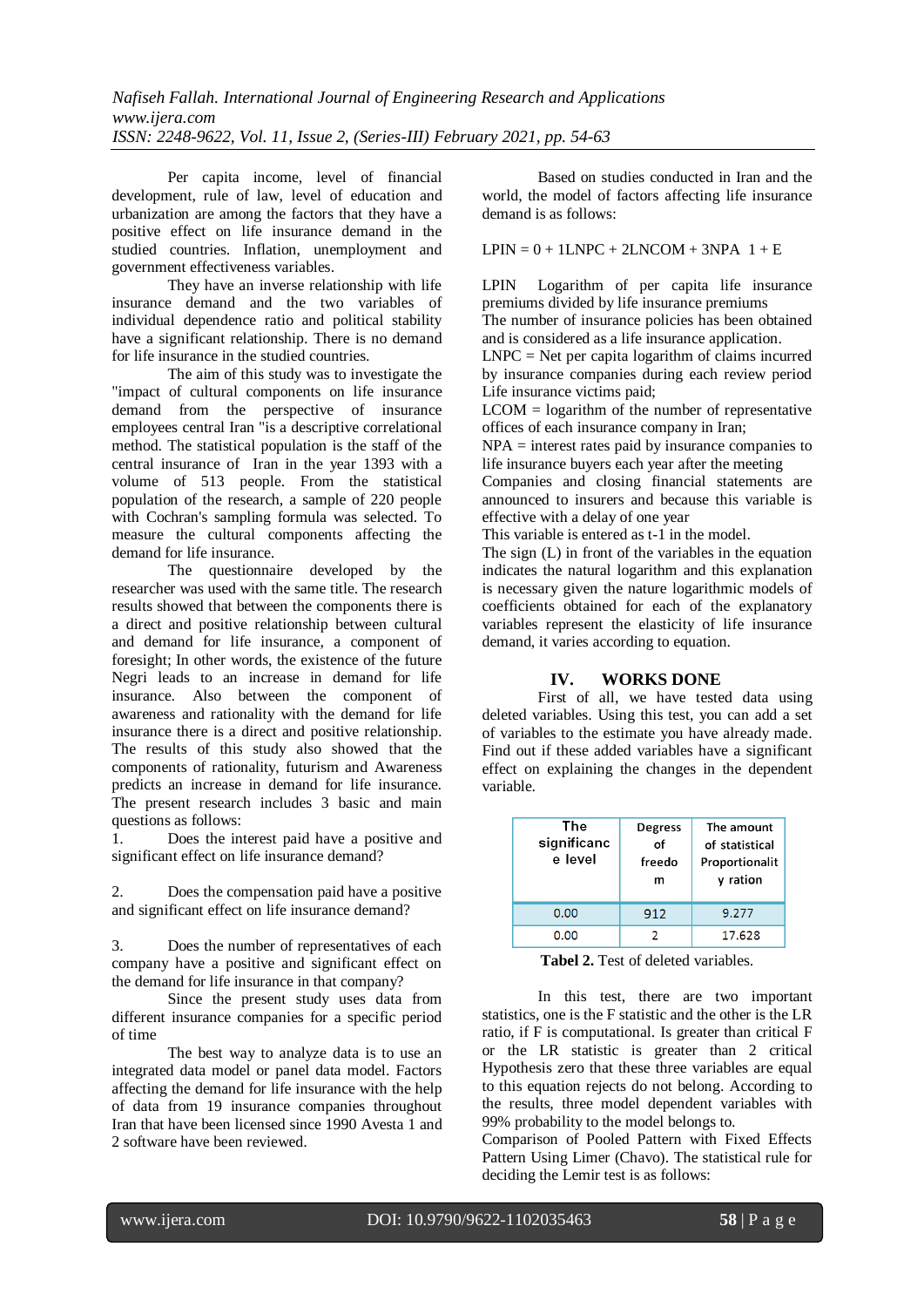Per capita income, level of financial development, rule of law, level of education and urbanization are among the factors that they have a positive effect on life insurance demand in the studied countries. Inflation, unemployment and government effectiveness variables.

They have an inverse relationship with life insurance demand and the two variables of individual dependence ratio and political stability have a significant relationship. There is no demand for life insurance in the studied countries.

The aim of this study was to investigate the "impact of cultural components on life insurance demand from the perspective of insurance employees central Iran "is a descriptive correlational method. The statistical population is the staff of the central insurance of Iran in the year 1393 with a volume of 513 people. From the statistical population of the research, a sample of 220 people with Cochran's sampling formula was selected. To measure the cultural components affecting the demand for life insurance.

The questionnaire developed by the researcher was used with the same title. The research results showed that between the components there is a direct and positive relationship between cultural and demand for life insurance, a component of foresight; In other words, the existence of the future Negri leads to an increase in demand for life insurance. Also between the component of awareness and rationality with the demand for life insurance there is a direct and positive relationship. The results of this study also showed that the components of rationality, futurism and Awareness predicts an increase in demand for life insurance. The present research includes 3 basic and main questions as follows:

1. Does the interest paid have a positive and significant effect on life insurance demand?

2. Does the compensation paid have a positive and significant effect on life insurance demand?

3. Does the number of representatives of each company have a positive and significant effect on the demand for life insurance in that company?

Since the present study uses data from different insurance companies for a specific period of time

The best way to analyze data is to use an integrated data model or panel data model. Factors affecting the demand for life insurance with the help of data from 19 insurance companies throughout Iran that have been licensed since 1990 Avesta 1 and 2 software have been reviewed.

Based on studies conducted in Iran and the world, the model of factors affecting life insurance demand is as follows:

LPIN = 0 + 1LNPC + 2LNCOM + 3NPA 1 + E

LPIN Logarithm of per capita life insurance premiums divided by life insurance premiums
The number of insurance policies has been obtained and is considered as a life insurance application.
LNPC = Net per capita logarithm of claims incurred by insurance companies during each review period Life insurance victims paid;
LCOM = logarithm of the number of representative offices of each insurance company in Iran;
NPA = interest rates paid by insurance companies to life insurance buyers each year after the meeting
Companies and closing financial statements are announced to insurers and because this variable is effective with a delay of one year
This variable is entered as t-1 in the model.
The sign (L) in front of the variables in the equation indicates the natural logarithm and this explanation is necessary given the nature logarithmic models of coefficients obtained for each of the explanatory variables represent the elasticity of life insurance demand, it varies according to equation.

## IV. WORKS DONE

First of all, we have tested data using deleted variables. Using this test, you can add a set of variables to the estimate you have already made. Find out if these added variables have a significant effect on explaining the changes in the dependent variable.

| The significance level | Degress of freedom | The amount of statistical Proportionality ration |
|---|---|---|
| 0.00 | 912 | 9.277 |
| 0.00 | 2 | 17.628 |

**Tabel 2.** Test of deleted variables.

In this test, there are two important statistics, one is the F statistic and the other is the LR ratio, if F is computational. Is greater than critical F or the LR statistic is greater than 2 critical Hypothesis zero that these three variables are equal to this equation rejects do not belong. According to the results, three model dependent variables with 99% probability to the model belongs to.
Comparison of Pooled Pattern with Fixed Effects Pattern Using Limer (Chavo). The statistical rule for deciding the Lemir test is as follows: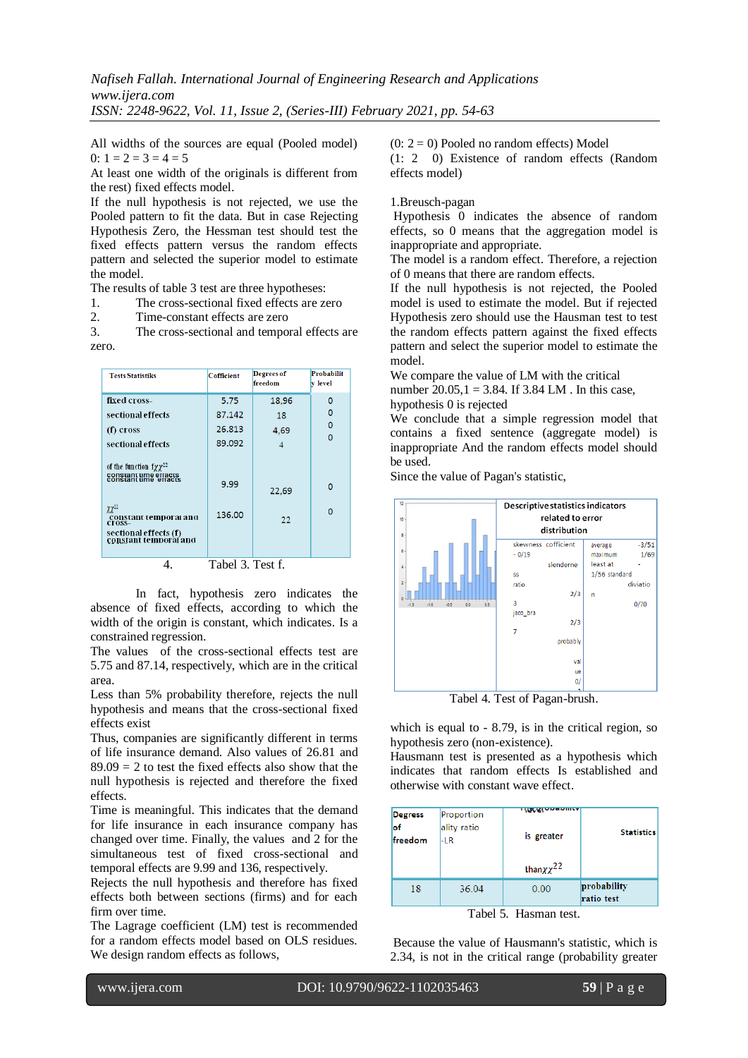All widths of the sources are equal (Pooled model) 0: 1 = 2 = 3 = 4 = 5

At least one width of the originals is different from the rest) fixed effects model.

If the null hypothesis is not rejected, we use the Pooled pattern to fit the data. But in case Rejecting Hypothesis Zero, the Hessman test should test the fixed effects pattern versus the random effects pattern and selected the superior model to estimate the model.

The results of table 3 test are three hypotheses:

1. The cross-sectional fixed effects are zero
2. Time-constant effects are zero
3. The cross-sectional and temporal effects are zero.

| Tests Statistiks | Cofficient | Degrees of freedom | Probability level |
|---|---|---|---|
| fixed cross-sectional effects (f) cross sectional effects | 5.75<br>87.142<br>26.813<br>89.092 | 18.96<br>18<br>4,69<br>4 | 0<br>0<br>0<br>0 |
| of the function $f\chi\chi^{22}$ constant time effects | 9.99 | 22,69 | 0 |
| $\chi\chi^{22}$ constant temporal and cross-sectional effects (f) constant temporal and | 136.00 | 22 | 0 |

4. Tabel 3. Test f.

In fact, hypothesis zero indicates the absence of fixed effects, according to which the width of the origin is constant, which indicates. Is a constrained regression.

The values of the cross-sectional effects test are 5.75 and 87.14, respectively, which are in the critical area.

Less than 5% probability therefore, rejects the null hypothesis and means that the cross-sectional fixed effects exist

Thus, companies are significantly different in terms of life insurance demand. Also values of 26.81 and 89.09 = 2 to test the fixed effects also show that the null hypothesis is rejected and therefore the fixed effects.

Time is meaningful. This indicates that the demand for life insurance in each insurance company has changed over time. Finally, the values and 2 for the simultaneous test of fixed cross-sectional and temporal effects are 9.99 and 136, respectively.

Rejects the null hypothesis and therefore has fixed effects both between sections (firms) and for each firm over time.

The Lagrage coefficient (LM) test is recommended for a random effects model based on OLS residues. We design random effects as follows,

(0: 2 = 0) Pooled no random effects) Model

(1: 2 0) Existence of random effects (Random effects model)

1.Breusch-pagan

Hypothesis 0 indicates the absence of random effects, so 0 means that the aggregation model is inappropriate and appropriate.

The model is a random effect. Therefore, a rejection of 0 means that there are random effects.

If the null hypothesis is not rejected, the Pooled model is used to estimate the model. But if rejected Hypothesis zero should use the Hausman test to test the random effects pattern against the fixed effects pattern and select the superior model to estimate the model.

We compare the value of LM with the critical number 20.05,1 = 3.84. If 3.84 LM . In this case, hypothesis 0 is rejected

We conclude that a simple regression model that contains a fixed sentence (aggregate model) is inappropriate And the random effects model should be used.

Since the value of Pagan's statistic,

| | Descriptive statistics indicators related to error distribution | |
|---|---|---|
| (histogram) | skewness cofficient - 0/19<br>slenderness ratio 2/33<br>jaco_bra 2/37<br>probably value 0/ | average -3/51<br>maximum 1/69<br>least at - 1/56<br>standard diviation 0/70 |

Tabel 4. Test of Pagan-brush.

which is equal to - 8.79, is in the critical region, so hypothesis zero (non-existence).

Hausmann test is presented as a hypothesis which indicates that random effects Is established and otherwise with constant wave effect.

| Degress of freedom | Proportion ality ratio -LR | Probability level is greater than$\chi\chi^{22}$ | Statistics |
|---|---|---|---|
| 18 | 36.04 | 0.00 | probability ratio test |

Tabel 5. Hasman test.

Because the value of Hausmann's statistic, which is 2.34, is not in the critical range (probability greater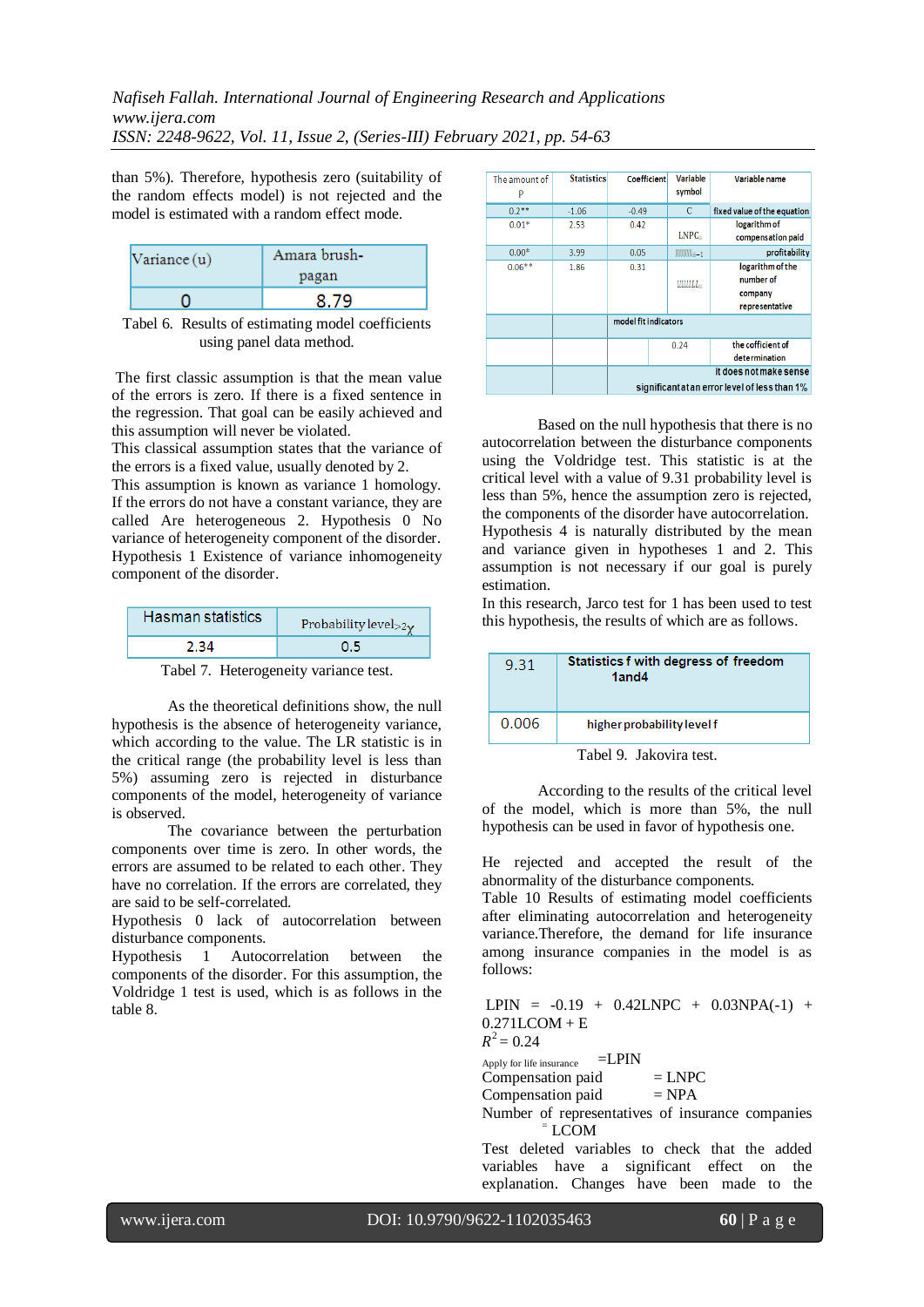than 5%). Therefore, hypothesis zero (suitability of the random effects model) is not rejected and the model is estimated with a random effect mode.

| Variance (u) | Amara brush-pagan |
|---|---|
| 0 | 8.79 |

Tabel 6. Results of estimating model coefficients using panel data method.

The first classic assumption is that the mean value of the errors is zero. If there is a fixed sentence in the regression. That goal can be easily achieved and this assumption will never be violated.
This classical assumption states that the variance of the errors is a fixed value, usually denoted by 2.
This assumption is known as variance 1 homology. If the errors do not have a constant variance, they are called Are heterogeneous 2. Hypothesis 0 No variance of heterogeneity component of the disorder.
Hypothesis 1 Existence of variance inhomogeneity component of the disorder.

| Hasman statistics | Probability level$_{>2\chi}$ |
|---|---|
| 2.34 | 0.5 |

Tabel 7. Heterogeneity variance test.

As the theoretical definitions show, the null hypothesis is the absence of heterogeneity variance, which according to the value. The LR statistic is in the critical range (the probability level is less than 5%) assuming zero is rejected in disturbance components of the model, heterogeneity of variance is observed.

The covariance between the perturbation components over time is zero. In other words, the errors are assumed to be related to each other. They have no correlation. If the errors are correlated, they are said to be self-correlated.
Hypothesis 0 lack of autocorrelation between disturbance components.
Hypothesis 1 Autocorrelation between the components of the disorder. For this assumption, the Voldridge 1 test is used, which is as follows in the table 8.

| The amount of P | Statistics | Coefficient | Variable symbol | Variable name |
|---|---|---|---|---|
| 0.2** | -1.06 | -0.49 | C | fixed value of the equation |
| 0.01* | 2.53 | 0.42 | LNPC | logarithm of compensation paid |
| 0.00* | 3.99 | 0.05 | $_{t-1}$ | profitability |
| 0.06** | 1.86 | 0.31 | | logarithm of the number of company representative |
| | | model fit indicators | | |
| | | | 0.24 | the cofficient of determination |
| | | | | it does not make sense |
| | | | | significant at an error level of less than 1% |

Based on the null hypothesis that there is no autocorrelation between the disturbance components using the Voldridge test. This statistic is at the critical level with a value of 9.31 probability level is less than 5%, hence the assumption zero is rejected, the components of the disorder have autocorrelation.
Hypothesis 4 is naturally distributed by the mean and variance given in hypotheses 1 and 2. This assumption is not necessary if our goal is purely estimation.
In this research, Jarco test for 1 has been used to test this hypothesis, the results of which are as follows.

| 9.31 | Statistics f with degress of freedom 1and4 |
|---|---|
| 0.006 | higher probability level f |

Tabel 9. Jakovira test.

According to the results of the critical level of the model, which is more than 5%, the null hypothesis can be used in favor of hypothesis one.

He rejected and accepted the result of the abnormality of the disturbance components.
Table 10 Results of estimating model coefficients after eliminating autocorrelation and heterogeneity variance.Therefore, the demand for life insurance among insurance companies in the model is as follows:

LPIN = -0.19 + 0.42LNPC + 0.03NPA(-1) + 0.271LCOM + E
$R^2 = 0.24$

Apply for life insurance =LPIN
Compensation paid = LNPC
Compensation paid = NPA
Number of representatives of insurance companies = LCOM

Test deleted variables to check that the added variables have a significant effect on the explanation. Changes have been made to the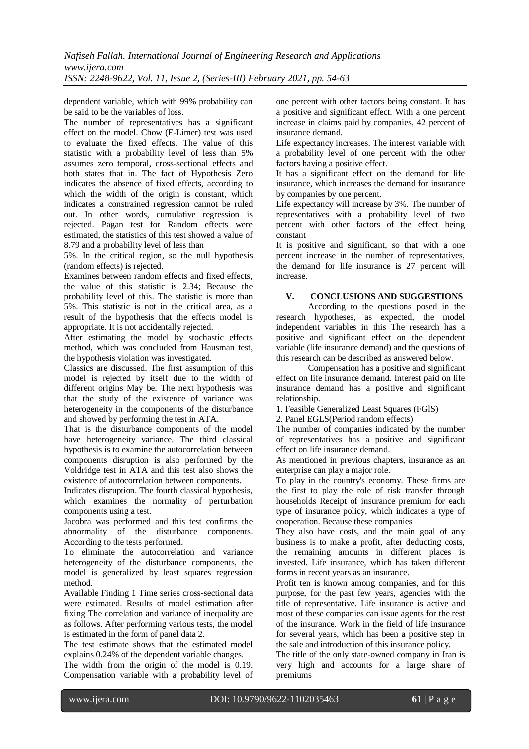dependent variable, which with 99% probability can be said to be the variables of loss.

The number of representatives has a significant effect on the model. Chow (F-Limer) test was used to evaluate the fixed effects. The value of this statistic with a probability level of less than 5% assumes zero temporal, cross-sectional effects and both states that in. The fact of Hypothesis Zero indicates the absence of fixed effects, according to which the width of the origin is constant, which indicates a constrained regression cannot be ruled out. In other words, cumulative regression is rejected. Pagan test for Random effects were estimated, the statistics of this test showed a value of 8.79 and a probability level of less than

5%. In the critical region, so the null hypothesis (random effects) is rejected.

Examines between random effects and fixed effects, the value of this statistic is 2.34; Because the probability level of this. The statistic is more than 5%. This statistic is not in the critical area, as a result of the hypothesis that the effects model is appropriate. It is not accidentally rejected.

After estimating the model by stochastic effects method, which was concluded from Hausman test, the hypothesis violation was investigated.

Classics are discussed. The first assumption of this model is rejected by itself due to the width of different origins May be. The next hypothesis was that the study of the existence of variance was heterogeneity in the components of the disturbance and showed by performing the test in ATA.

That is the disturbance components of the model have heterogeneity variance. The third classical hypothesis is to examine the autocorrelation between components disruption is also performed by the Voldridge test in ATA and this test also shows the existence of autocorrelation between components.

Indicates disruption. The fourth classical hypothesis, which examines the normality of perturbation components using a test.

Jacobra was performed and this test confirms the abnormality of the disturbance components. According to the tests performed.

To eliminate the autocorrelation and variance heterogeneity of the disturbance components, the model is generalized by least squares regression method.

Available Finding 1 Time series cross-sectional data were estimated. Results of model estimation after fixing The correlation and variance of inequality are as follows. After performing various tests, the model is estimated in the form of panel data 2.

The test estimate shows that the estimated model explains 0.24% of the dependent variable changes.

The width from the origin of the model is 0.19. Compensation variable with a probability level of one percent with other factors being constant. It has a positive and significant effect. With a one percent increase in claims paid by companies, 42 percent of insurance demand.

Life expectancy increases. The interest variable with a probability level of one percent with the other factors having a positive effect.

It has a significant effect on the demand for life insurance, which increases the demand for insurance by companies by one percent.

Life expectancy will increase by 3%. The number of representatives with a probability level of two percent with other factors of the effect being constant

It is positive and significant, so that with a one percent increase in the number of representatives, the demand for life insurance is 27 percent will increase.

## V. CONCLUSIONS AND SUGGESTIONS

According to the questions posed in the research hypotheses, as expected, the model independent variables in this The research has a positive and significant effect on the dependent variable (life insurance demand) and the questions of this research can be described as answered below.

Compensation has a positive and significant effect on life insurance demand. Interest paid on life insurance demand has a positive and significant relationship.

1. Feasible Generalized Least Squares (FGlS)
2. Panel EGLS(Period random effects)

The number of companies indicated by the number of representatives has a positive and significant effect on life insurance demand.

As mentioned in previous chapters, insurance as an enterprise can play a major role.

To play in the country's economy. These firms are the first to play the role of risk transfer through households Receipt of insurance premium for each type of insurance policy, which indicates a type of cooperation. Because these companies

They also have costs, and the main goal of any business is to make a profit, after deducting costs, the remaining amounts in different places is invested. Life insurance, which has taken different forms in recent years as an insurance.

Profit ten is known among companies, and for this purpose, for the past few years, agencies with the title of representative. Life insurance is active and most of these companies can issue agents for the rest of the insurance. Work in the field of life insurance for several years, which has been a positive step in the sale and introduction of this insurance policy.

The title of the only state-owned company in Iran is very high and accounts for a large share of premiums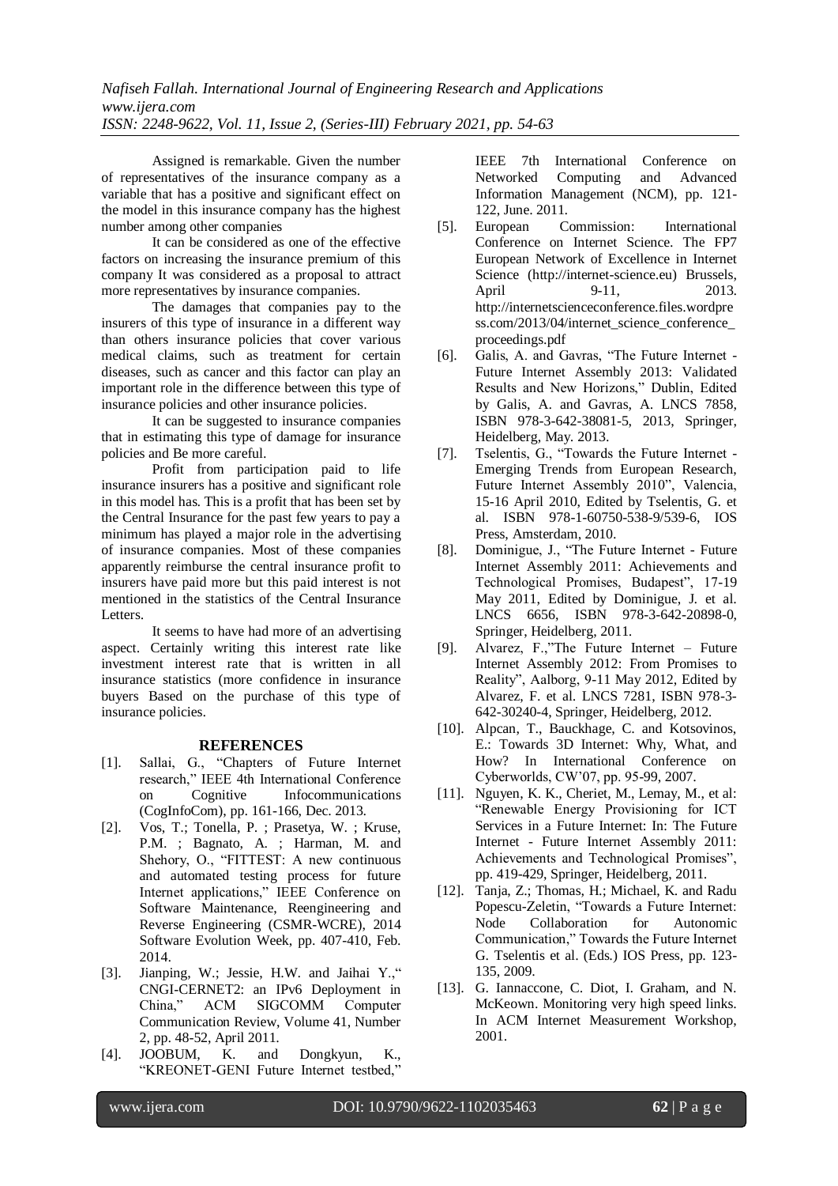Assigned is remarkable. Given the number of representatives of the insurance company as a variable that has a positive and significant effect on the model in this insurance company has the highest number among other companies

It can be considered as one of the effective factors on increasing the insurance premium of this company It was considered as a proposal to attract more representatives by insurance companies.

The damages that companies pay to the insurers of this type of insurance in a different way than others insurance policies that cover various medical claims, such as treatment for certain diseases, such as cancer and this factor can play an important role in the difference between this type of insurance policies and other insurance policies.

It can be suggested to insurance companies that in estimating this type of damage for insurance policies and Be more careful.

Profit from participation paid to life insurance insurers has a positive and significant role in this model has. This is a profit that has been set by the Central Insurance for the past few years to pay a minimum has played a major role in the advertising of insurance companies. Most of these companies apparently reimburse the central insurance profit to insurers have paid more but this paid interest is not mentioned in the statistics of the Central Insurance Letters.

It seems to have had more of an advertising aspect. Certainly writing this interest rate like investment interest rate that is written in all insurance statistics (more confidence in insurance buyers Based on the purchase of this type of insurance policies.

## REFERENCES

[1]. Sallai, G., "Chapters of Future Internet research," IEEE 4th International Conference on Cognitive Infocommunications (CogInfoCom), pp. 161-166, Dec. 2013.

[2]. Vos, T.; Tonella, P. ; Prasetya, W. ; Kruse, P.M. ; Bagnato, A. ; Harman, M. and Shehory, O., "FITTEST: A new continuous and automated testing process for future Internet applications," IEEE Conference on Software Maintenance, Reengineering and Reverse Engineering (CSMR-WCRE), 2014 Software Evolution Week, pp. 407-410, Feb. 2014.

[3]. Jianping, W.; Jessie, H.W. and Jaihai Y.," CNGI-CERNET2: an IPv6 Deployment in China," ACM SIGCOMM Computer Communication Review, Volume 41, Number 2, pp. 48-52, April 2011.

[4]. JOOBUM, K. and Dongkyun, K., "KREONET-GENI Future Internet testbed," IEEE 7th International Conference on Networked Computing and Advanced Information Management (NCM), pp. 121-122, June. 2011.

[5]. European Commission: International Conference on Internet Science. The FP7 European Network of Excellence in Internet Science (http://internet-science.eu) Brussels, April 9-11, 2013. http://internetscienceconference.files.wordpress.com/2013/04/internet_science_conference_proceedings.pdf

[6]. Galis, A. and Gavras, "The Future Internet - Future Internet Assembly 2013: Validated Results and New Horizons," Dublin, Edited by Galis, A. and Gavras, A. LNCS 7858, ISBN 978-3-642-38081-5, 2013, Springer, Heidelberg, May. 2013.

[7]. Tselentis, G., "Towards the Future Internet - Emerging Trends from European Research, Future Internet Assembly 2010", Valencia, 15-16 April 2010, Edited by Tselentis, G. et al. ISBN 978-1-60750-538-9/539-6, IOS Press, Amsterdam, 2010.

[8]. Dominigue, J., "The Future Internet - Future Internet Assembly 2011: Achievements and Technological Promises, Budapest", 17-19 May 2011, Edited by Dominigue, J. et al. LNCS 6656, ISBN 978-3-642-20898-0, Springer, Heidelberg, 2011.

[9]. Alvarez, F.,"The Future Internet – Future Internet Assembly 2012: From Promises to Reality", Aalborg, 9-11 May 2012, Edited by Alvarez, F. et al. LNCS 7281, ISBN 978-3-642-30240-4, Springer, Heidelberg, 2012.

[10]. Alpcan, T., Bauckhage, C. and Kotsovinos, E.: Towards 3D Internet: Why, What, and How? In International Conference on Cyberworlds, CW'07, pp. 95-99, 2007.

[11]. Nguyen, K. K., Cheriet, M., Lemay, M., et al: "Renewable Energy Provisioning for ICT Services in a Future Internet: In: The Future Internet - Future Internet Assembly 2011: Achievements and Technological Promises", pp. 419-429, Springer, Heidelberg, 2011.

[12]. Tanja, Z.; Thomas, H.; Michael, K. and Radu Popescu-Zeletin, "Towards a Future Internet: Node Collaboration for Autonomic Communication," Towards the Future Internet G. Tselentis et al. (Eds.) IOS Press, pp. 123-135, 2009.

[13]. G. Iannaccone, C. Diot, I. Graham, and N. McKeown. Monitoring very high speed links. In ACM Internet Measurement Workshop, 2001.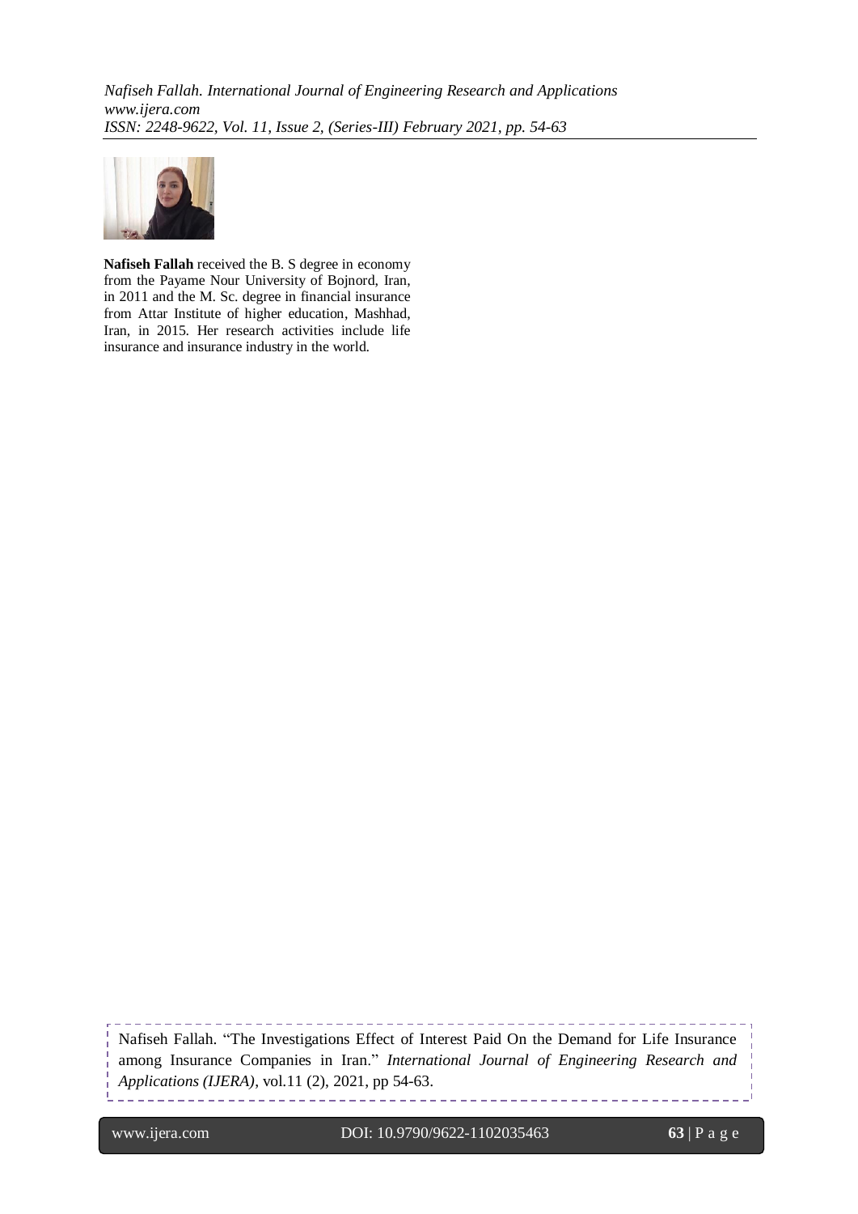**Nafiseh Fallah** received the B. S degree in economy from the Payame Nour University of Bojnord, Iran, in 2011 and the M. Sc. degree in financial insurance from Attar Institute of higher education, Mashhad, Iran, in 2015. Her research activities include life insurance and insurance industry in the world.

Nafiseh Fallah. "The Investigations Effect of Interest Paid On the Demand for Life Insurance among Insurance Companies in Iran." *International Journal of Engineering Research and Applications (IJERA)*, vol.11 (2), 2021, pp 54-63.